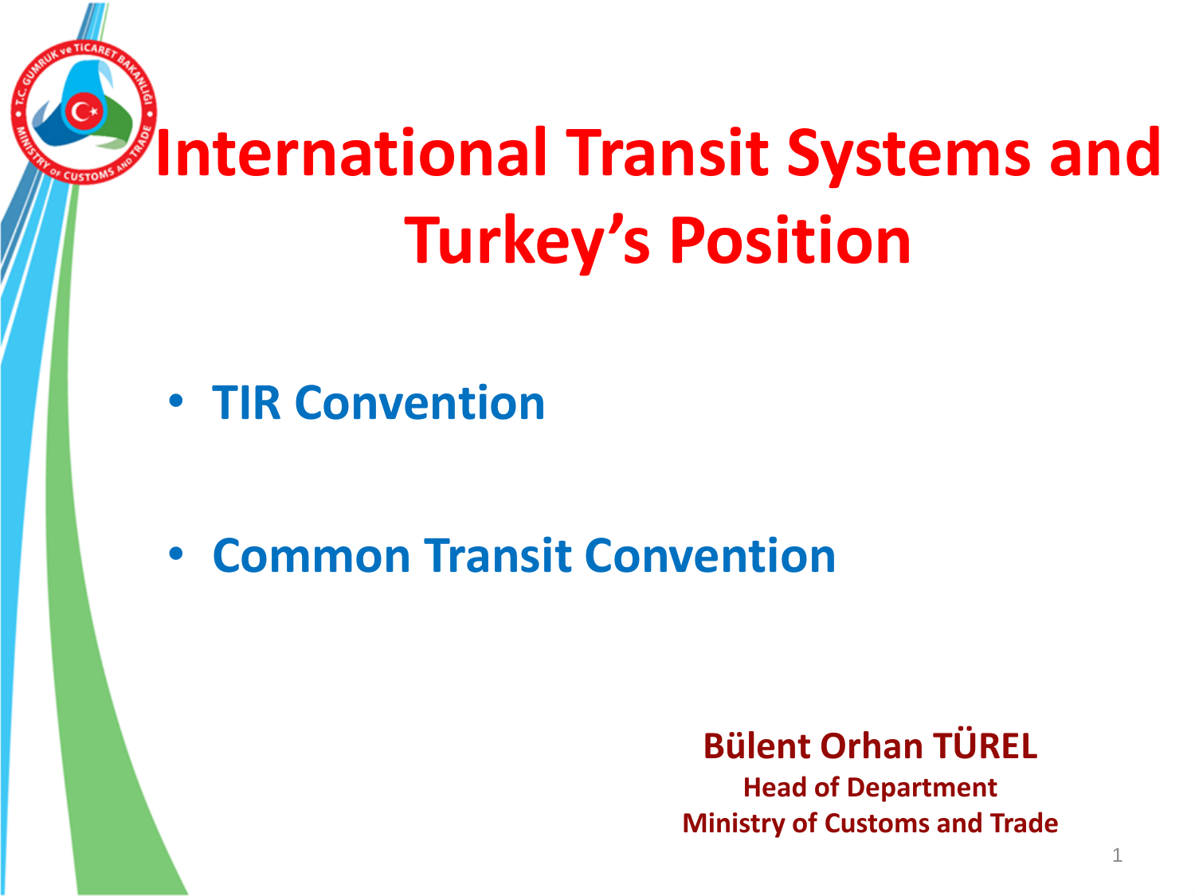# International Transit Systems and Turkey's Position

- **TIR Convention**
- **Common Transit Convention**

**Bülent Orhan TÜREL**
**Head of Department**
**Ministry of Customs and Trade**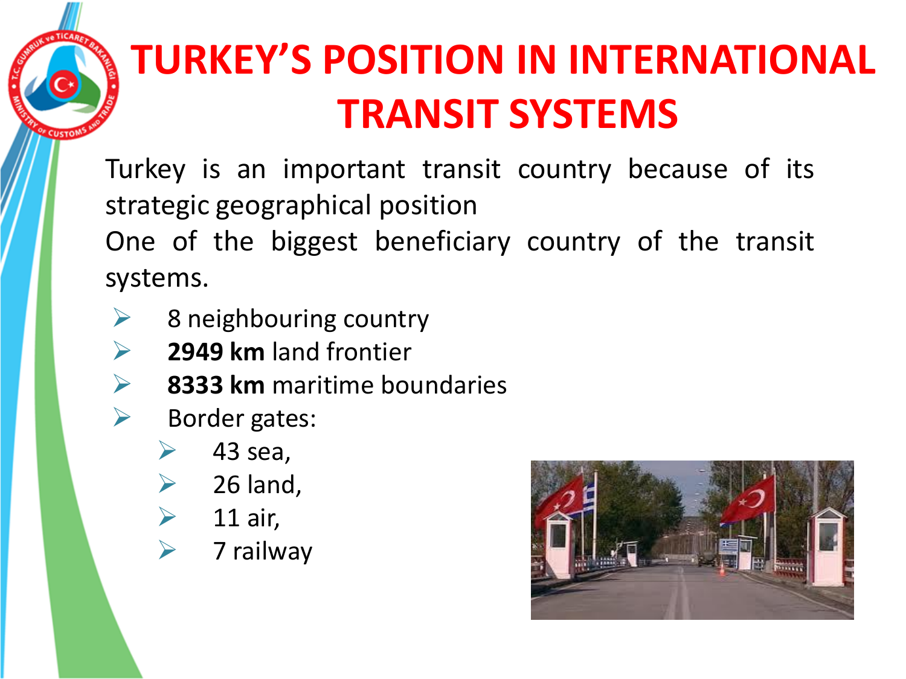# TURKEY'S POSITION IN INTERNATIONAL TRANSIT SYSTEMS

Turkey is an important transit country because of its strategic geographical position

One of the biggest beneficiary country of the transit systems.

- 8 neighbouring country
- **2949 km** land frontier
- **8333 km** maritime boundaries
- Border gates:
  - 43 sea,
  - 26 land,
  - 11 air,
  - 7 railway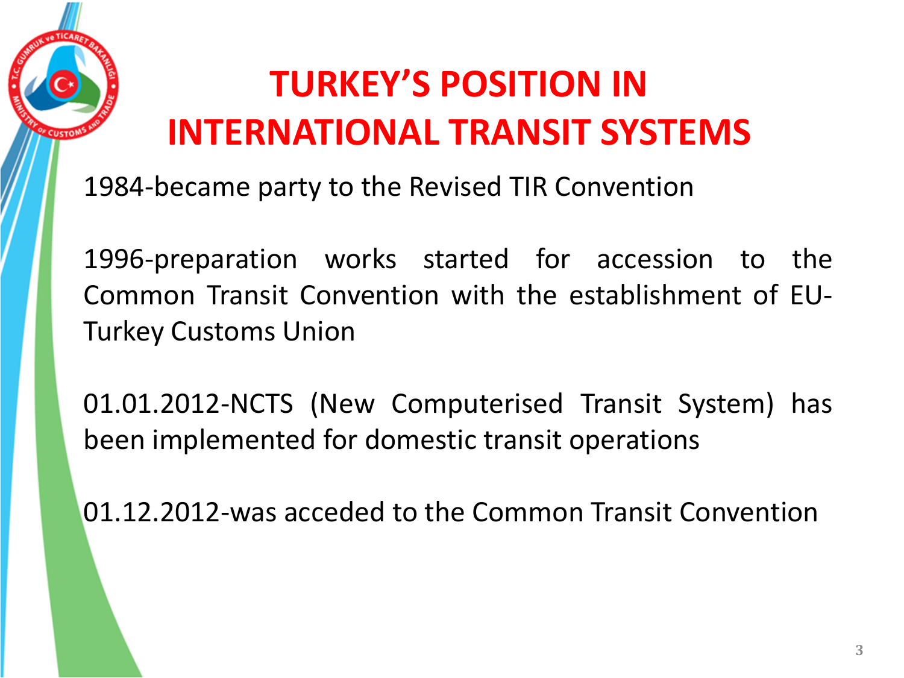# TURKEY'S POSITION IN INTERNATIONAL TRANSIT SYSTEMS

1984-became party to the Revised TIR Convention

1996-preparation works started for accession to the Common Transit Convention with the establishment of EU-Turkey Customs Union

01.01.2012-NCTS (New Computerised Transit System) has been implemented for domestic transit operations

01.12.2012-was acceded to the Common Transit Convention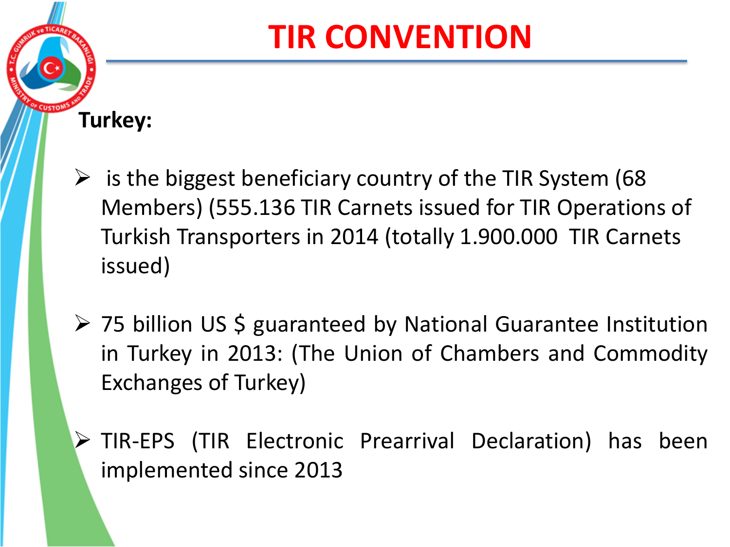# TIR CONVENTION

**Turkey:**

- is the biggest beneficiary country of the TIR System (68 Members) (555.136 TIR Carnets issued for TIR Operations of Turkish Transporters in 2014 (totally 1.900.000 TIR Carnets issued)
- 75 billion US $ guaranteed by National Guarantee Institution in Turkey in 2013: (The Union of Chambers and Commodity Exchanges of Turkey)
- TIR-EPS (TIR Electronic Prearrival Declaration) has been implemented since 2013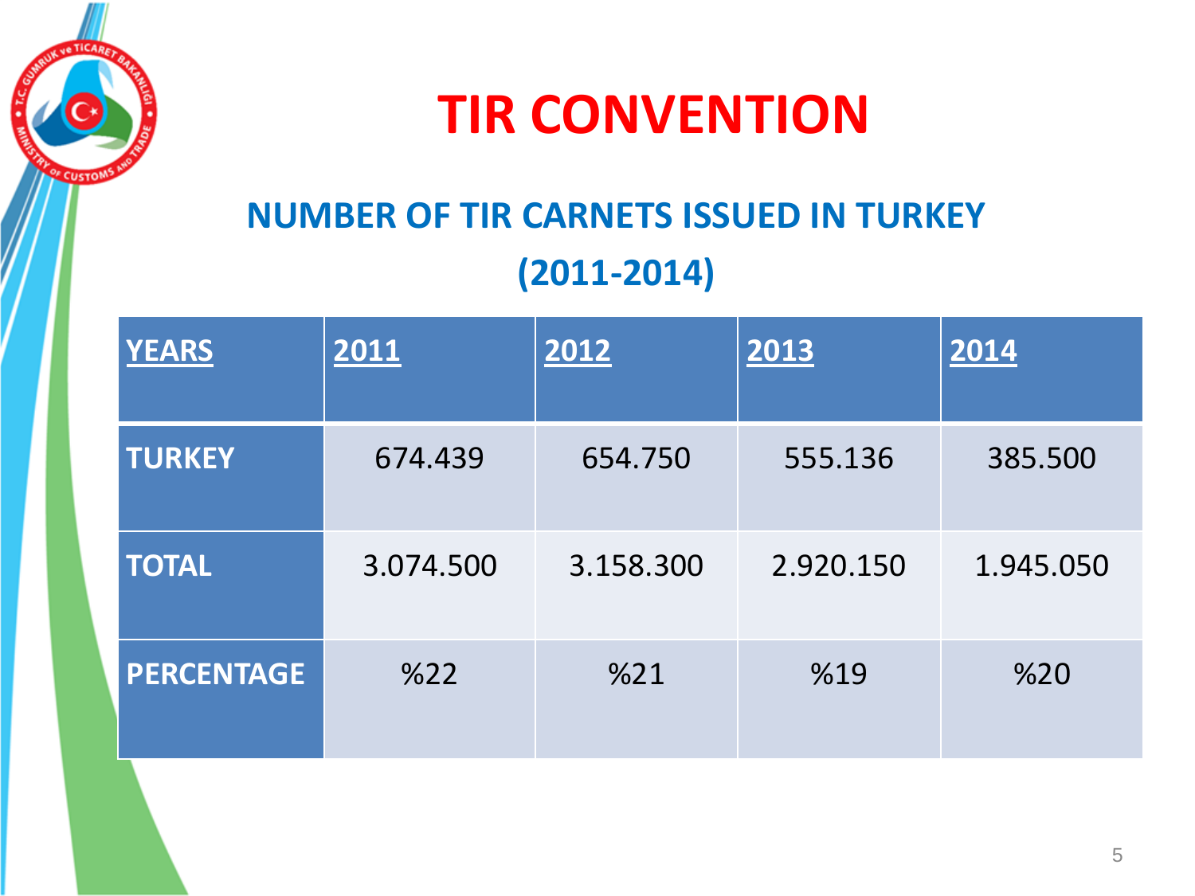# TIR CONVENTION

## NUMBER OF TIR CARNETS ISSUED IN TURKEY (2011-2014)

| YEARS | 2011 | 2012 | 2013 | 2014 |
|---|---|---|---|---|
| TURKEY | 674.439 | 654.750 | 555.136 | 385.500 |
| TOTAL | 3.074.500 | 3.158.300 | 2.920.150 | 1.945.050 |
| PERCENTAGE | %22 | %21 | %19 | %20 |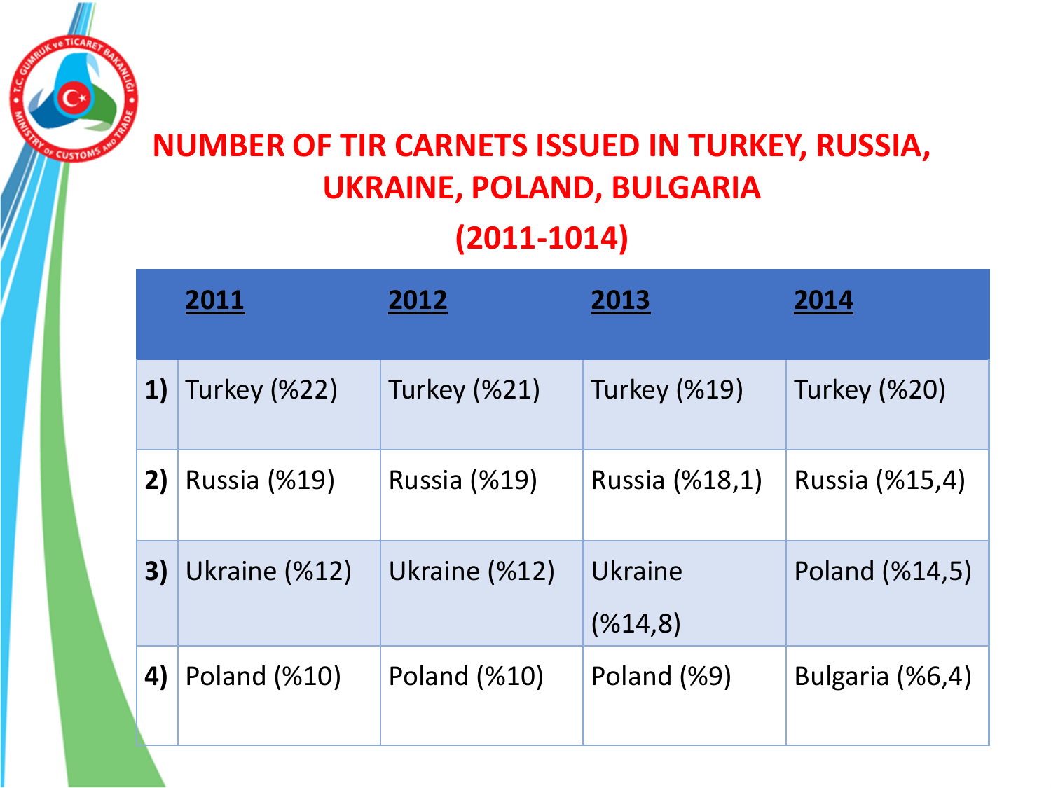# NUMBER OF TIR CARNETS ISSUED IN TURKEY, RUSSIA, UKRAINE, POLAND, BULGARIA

## (2011-1014)

| | **2011** | **2012** | **2013** | **2014** |
|---|---|---|---|---|
| **1)** | Turkey (%22) | Turkey (%21) | Turkey (%19) | Turkey (%20) |
| **2)** | Russia (%19) | Russia (%19) | Russia (%18,1) | Russia (%15,4) |
| **3)** | Ukraine (%12) | Ukraine (%12) | Ukraine (%14,8) | Poland (%14,5) |
| **4)** | Poland (%10) | Poland (%10) | Poland (%9) | Bulgaria (%6,4) |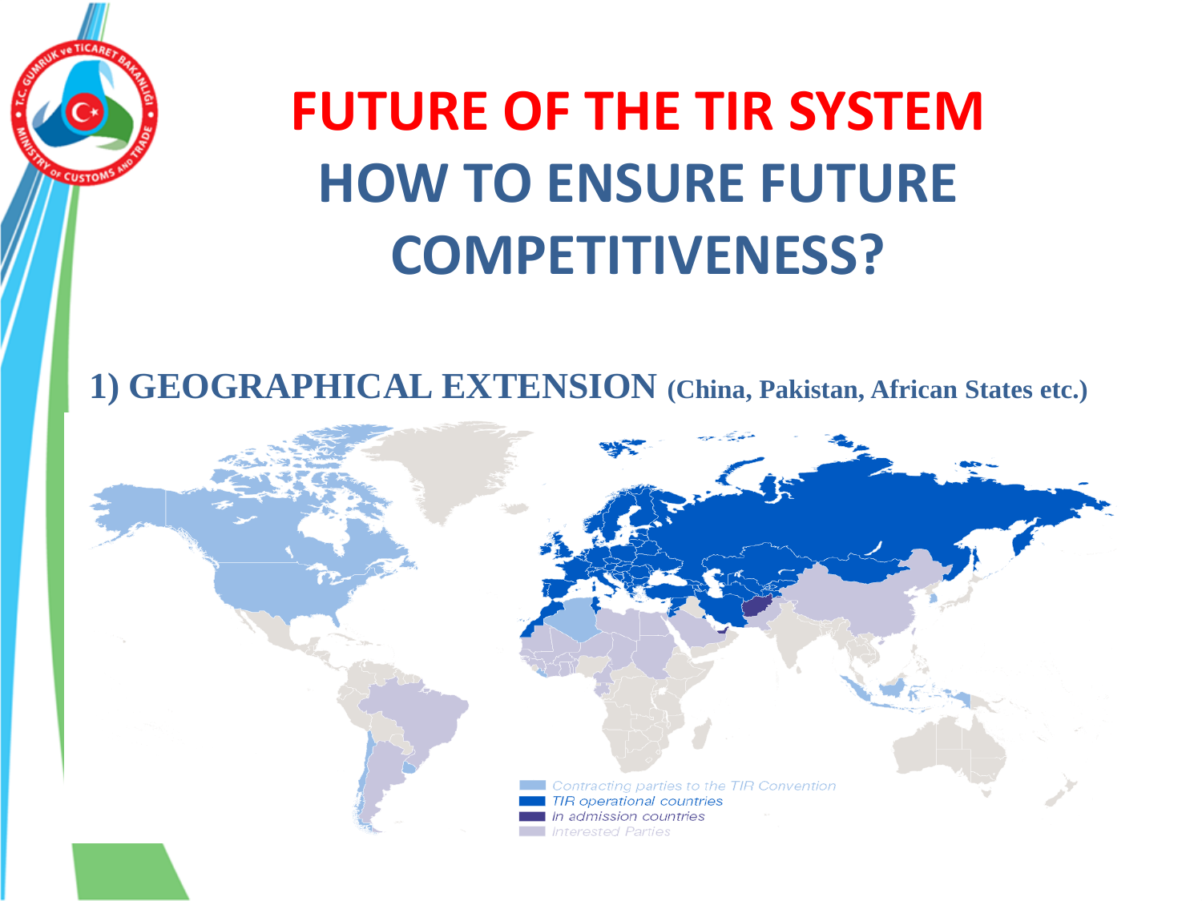# FUTURE OF THE TIR SYSTEM

## HOW TO ENSURE FUTURE COMPETITIVENESS?

**1) GEOGRAPHICAL EXTENSION (China, Pakistan, African States etc.)**

- Contracting parties to the TIR Convention
- TIR operational countries
- In admission countries
- Interested Parties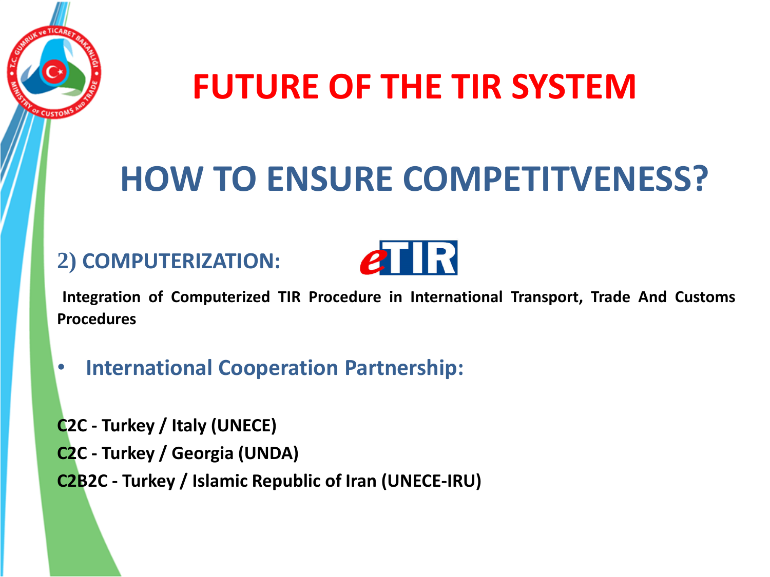# FUTURE OF THE TIR SYSTEM

## HOW TO ENSURE COMPETITVENESS?

### 2) COMPUTERIZATION:

eTIR

**Integration of Computerized TIR Procedure in International Transport, Trade And Customs Procedures**

- **International Cooperation Partnership:**

**C2C - Turkey / Italy (UNECE)**

**C2C - Turkey / Georgia (UNDA)**

**C2B2C - Turkey / Islamic Republic of Iran (UNECE-IRU)**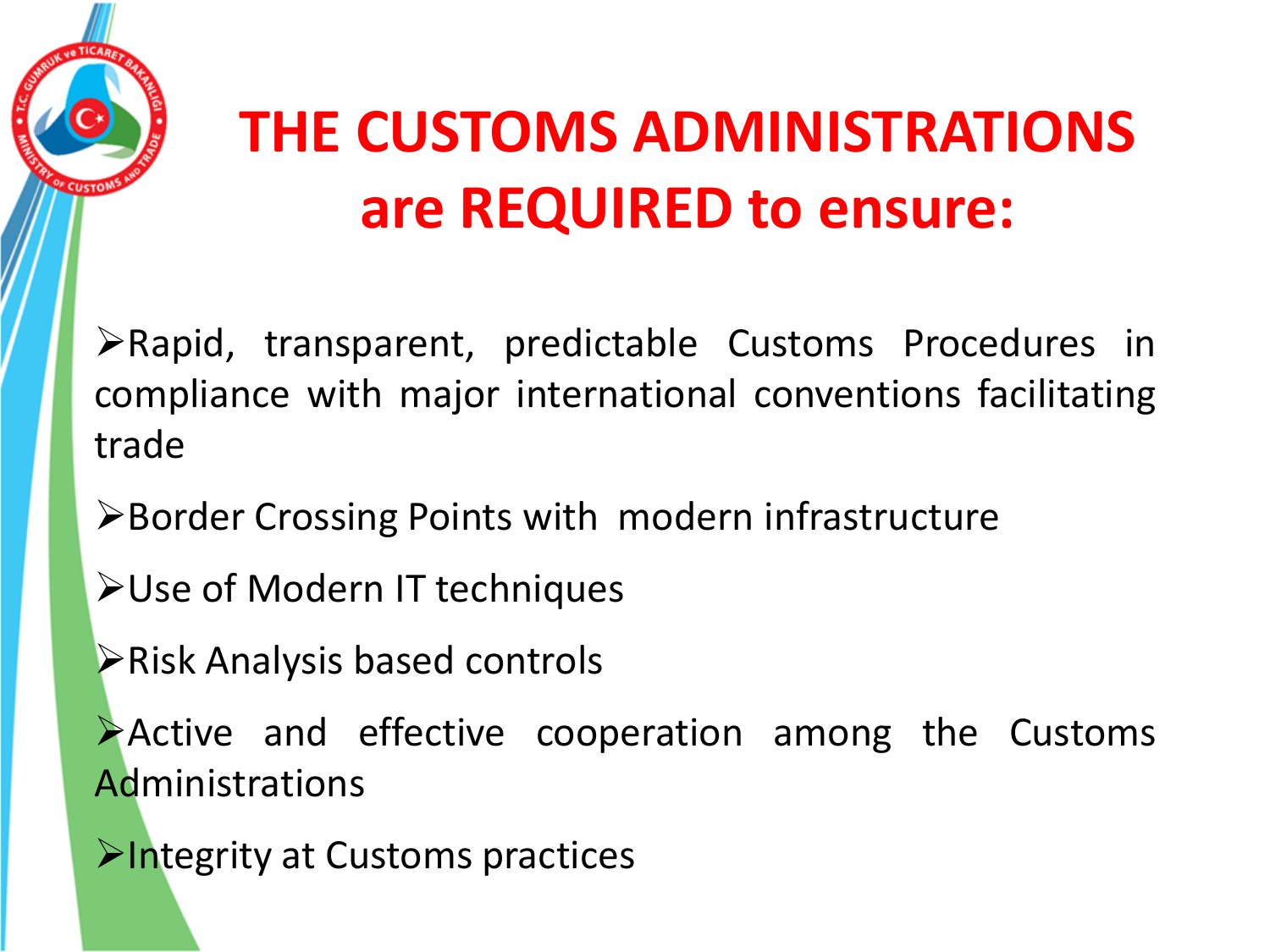# THE CUSTOMS ADMINISTRATIONS are REQUIRED to ensure:

- Rapid, transparent, predictable Customs Procedures in compliance with major international conventions facilitating trade
- Border Crossing Points with modern infrastructure
- Use of Modern IT techniques
- Risk Analysis based controls
- Active and effective cooperation among the Customs Administrations
- Integrity at Customs practices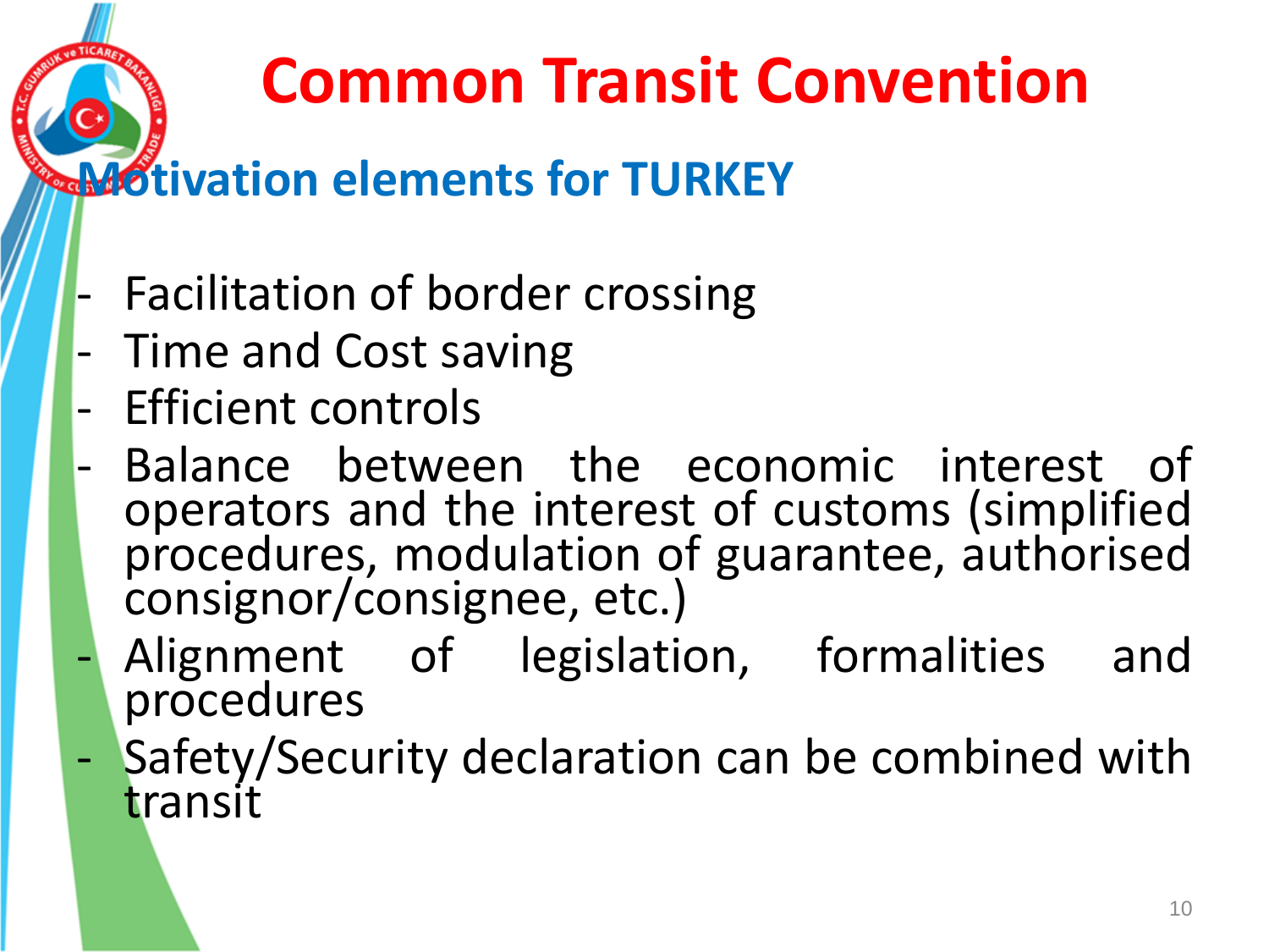# Common Transit Convention

## Motivation elements for TURKEY

- Facilitation of border crossing
- Time and Cost saving
- Efficient controls
- Balance between the economic interest of operators and the interest of customs (simplified procedures, modulation of guarantee, authorised consignor/consignee, etc.)
- Alignment of legislation, formalities and procedures
- Safety/Security declaration can be combined with transit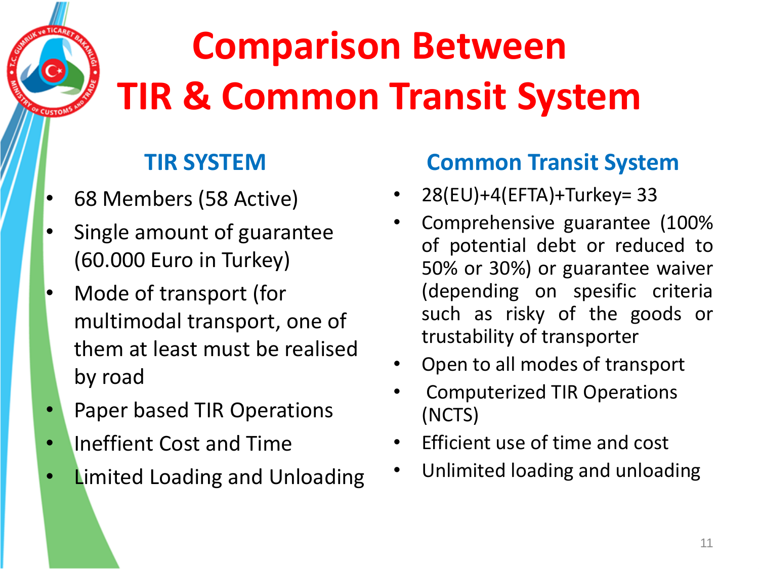# Comparison Between TIR & Common Transit System

## TIR SYSTEM

- 68 Members (58 Active)
- Single amount of guarantee (60.000 Euro in Turkey)
- Mode of transport (for multimodal transport, one of them at least must be realised by road
- Paper based TIR Operations
- Ineffient Cost and Time
- Limited Loading and Unloading

## Common Transit System

- 28(EU)+4(EFTA)+Turkey= 33
- Comprehensive guarantee (100% of potential debt or reduced to 50% or 30%) or guarantee waiver (depending on spesific criteria such as risky of the goods or trustability of transporter
- Open to all modes of transport
- Computerized TIR Operations (NCTS)
- Efficient use of time and cost
- Unlimited loading and unloading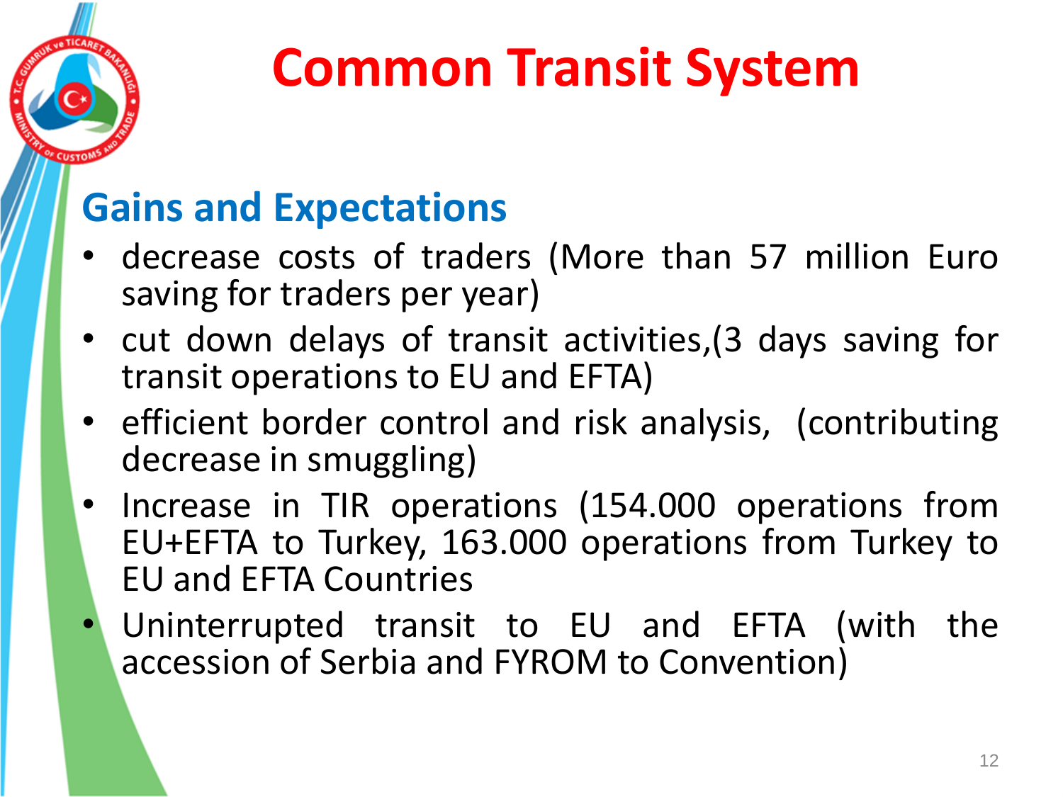# Common Transit System

## Gains and Expectations

- decrease costs of traders (More than 57 million Euro saving for traders per year)
- cut down delays of transit activities,(3 days saving for transit operations to EU and EFTA)
- efficient border control and risk analysis, (contributing decrease in smuggling)
- Increase in TIR operations (154.000 operations from EU+EFTA to Turkey, 163.000 operations from Turkey to EU and EFTA Countries
- Uninterrupted transit to EU and EFTA (with the accession of Serbia and FYROM to Convention)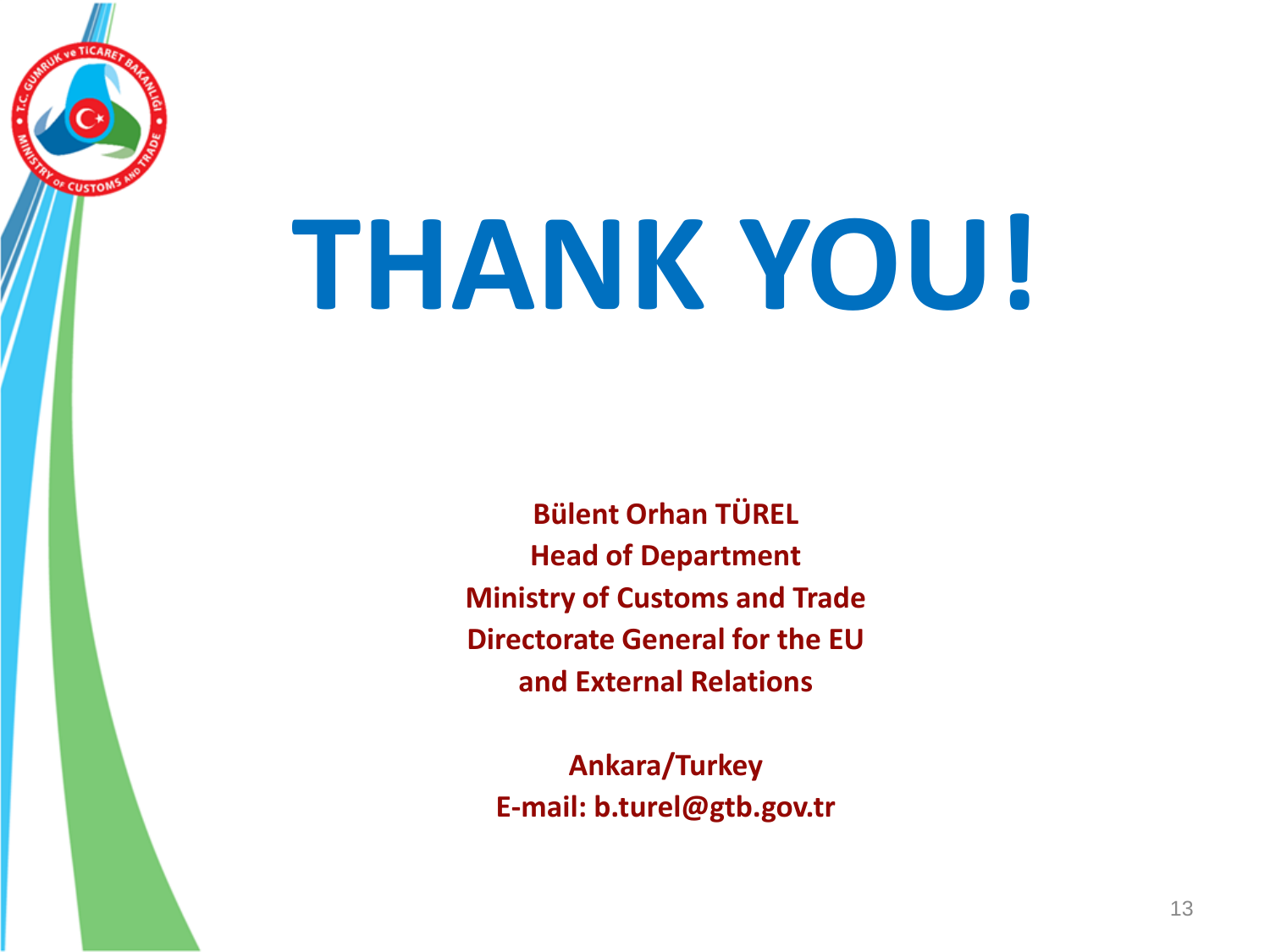# THANK YOU!

**Bülent Orhan TÜREL**
**Head of Department**
**Ministry of Customs and Trade**
**Directorate General for the EU**
**and External Relations**

**Ankara/Turkey**
**E-mail: b.turel@gtb.gov.tr**